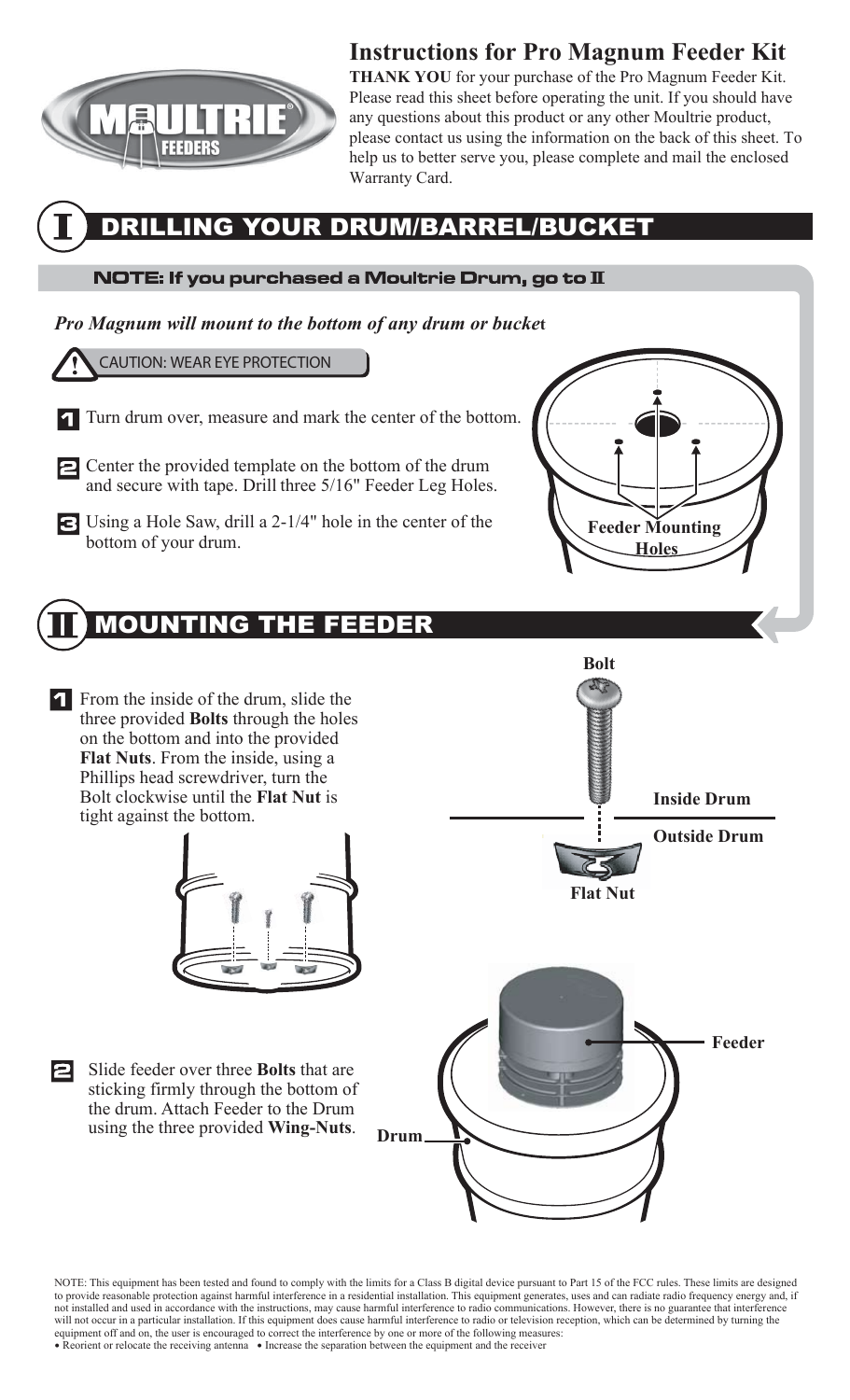MOULTRIE FEEDERS

# Instructions for Pro Magnum Feeder Kit

**THANK YOU** for your purchase of the Pro Magnum Feeder Kit. Please read this sheet before operating the unit. If you should have any questions about this product or any other Moultrie product, please contact us using the information on the back of this sheet. To help us to better serve you, please complete and mail the enclosed Warranty Card.

## I DRILLING YOUR DRUM/BARREL/BUCKET

**NOTE: If you purchased a Moultrie Drum, go to II**

***Pro Magnum will mount to the bottom of any drum or bucket***

CAUTION: WEAR EYE PROTECTION

1. Turn drum over, measure and mark the center of the bottom.
2. Center the provided template on the bottom of the drum and secure with tape. Drill three 5/16" Feeder Leg Holes.
3. Using a Hole Saw, drill a 2-1/4" hole in the center of the bottom of your drum.

Feeder Mounting Holes

## II MOUNTING THE FEEDER

1. From the inside of the drum, slide the three provided **Bolts** through the holes on the bottom and into the provided **Flat Nuts**. From the inside, using a Phillips head screwdriver, turn the Bolt clockwise until the **Flat Nut** is tight against the bottom.

Bolt

Inside Drum

Outside Drum

Flat Nut

2. Slide feeder over three **Bolts** that are sticking firmly through the bottom of the drum. Attach Feeder to the Drum using the three provided **Wing-Nuts**.

Feeder

Drum

NOTE: This equipment has been tested and found to comply with the limits for a Class B digital device pursuant to Part 15 of the FCC rules. These limits are designed to provide reasonable protection against harmful interference in a residential installation. This equipment generates, uses and can radiate radio frequency energy and, if not installed and used in accordance with the instructions, may cause harmful interference to radio communications. However, there is no guarantee that interference will not occur in a particular installation. If this equipment does cause harmful interference to radio or television reception, which can be determined by turning the equipment off and on, the user is encouraged to correct the interference by one or more of the following measures:
• Reorient or relocate the receiving antenna • Increase the separation between the equipment and the receiver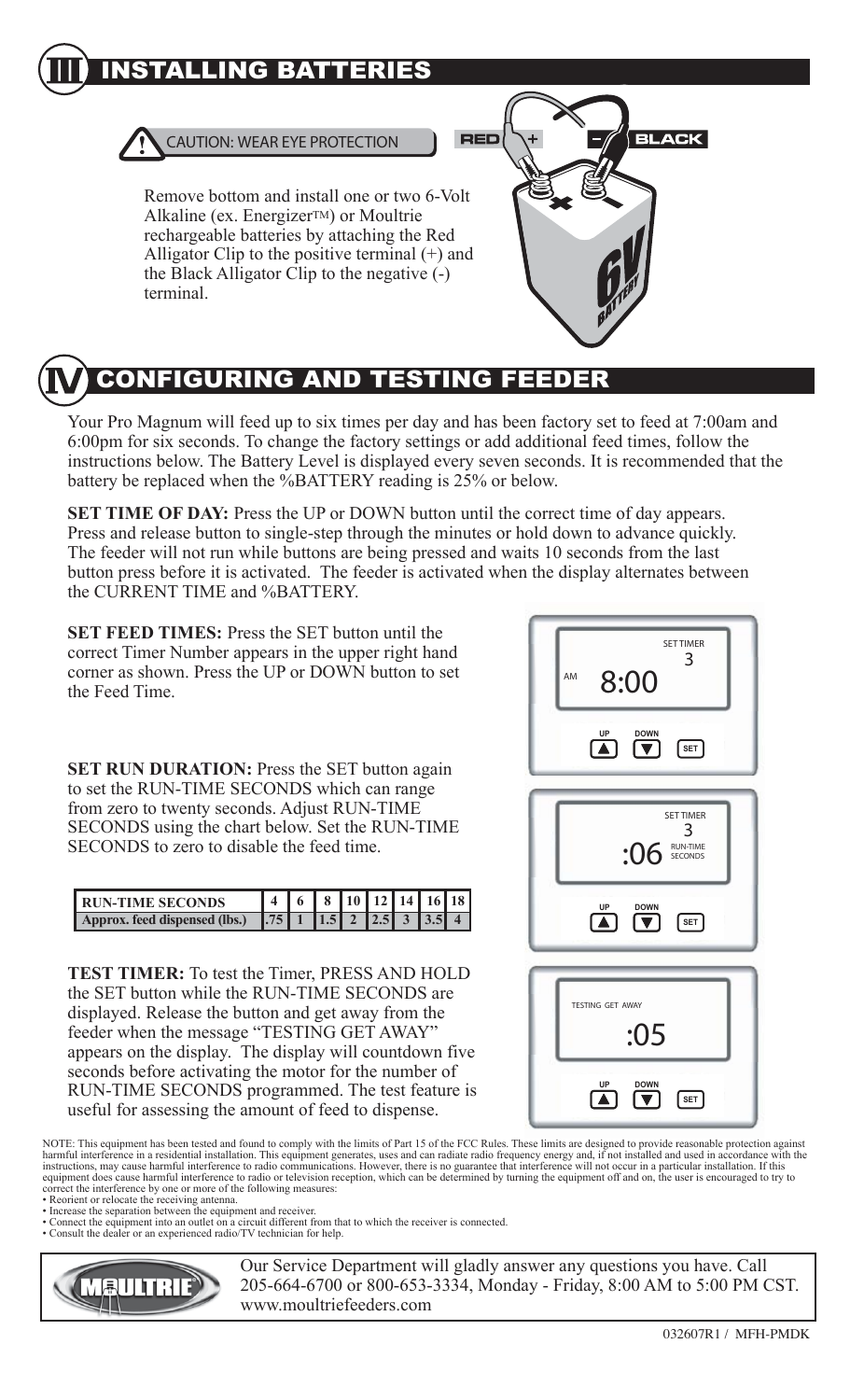## III INSTALLING BATTERIES

CAUTION: WEAR EYE PROTECTION

RED + − BLACK

6V BATTERY

Remove bottom and install one or two 6-Volt Alkaline (ex. Energizer™) or Moultrie rechargeable batteries by attaching the Red Alligator Clip to the positive terminal (+) and the Black Alligator Clip to the negative (-) terminal.

## IV CONFIGURING AND TESTING FEEDER

Your Pro Magnum will feed up to six times per day and has been factory set to feed at 7:00am and 6:00pm for six seconds. To change the factory settings or add additional feed times, follow the instructions below. The Battery Level is displayed every seven seconds. It is recommended that the battery be replaced when the %BATTERY reading is 25% or below.

**SET TIME OF DAY:** Press the UP or DOWN button until the correct time of day appears. Press and release button to single-step through the minutes or hold down to advance quickly. The feeder will not run while buttons are being pressed and waits 10 seconds from the last button press before it is activated. The feeder is activated when the display alternates between the CURRENT TIME and %BATTERY.

**SET FEED TIMES:** Press the SET button until the correct Timer Number appears in the upper right hand corner as shown. Press the UP or DOWN button to set the Feed Time.

SET TIMER 3
AM 8:00
UP DOWN SET

**SET RUN DURATION:** Press the SET button again to set the RUN-TIME SECONDS which can range from zero to twenty seconds. Adjust RUN-TIME SECONDS using the chart below. Set the RUN-TIME SECONDS to zero to disable the feed time.

SET TIMER 3
:06 RUN-TIME SECONDS
UP DOWN SET

| RUN-TIME SECONDS | 4 | 6 | 8 | 10 | 12 | 14 | 16 | 18 |
|---|---|---|---|---|---|---|---|---|
| Approx. feed dispensed (lbs.) | .75 | 1 | 1.5 | 2 | 2.5 | 3 | 3.5 | 4 |

**TEST TIMER:** To test the Timer, PRESS AND HOLD the SET button while the RUN-TIME SECONDS are displayed. Release the button and get away from the feeder when the message "TESTING GET AWAY" appears on the display. The display will countdown five seconds before activating the motor for the number of RUN-TIME SECONDS programmed. The test feature is useful for assessing the amount of feed to dispense.

TESTING GET AWAY
:05
UP DOWN SET

NOTE: This equipment has been tested and found to comply with the limits of Part 15 of the FCC Rules. These limits are designed to provide reasonable protection against harmful interference in a residential installation. This equipment generates, uses and can radiate radio frequency energy and, if not installed and used in accordance with the instructions, may cause harmful interference to radio communications. However, there is no guarantee that interference will not occur in a particular installation. If this equipment does cause harmful interference to radio or television reception, which can be determined by turning the equipment off and on, the user is encouraged to try to correct the interference by one or more of the following measures:

- Reorient or relocate the receiving antenna.
- Increase the separation between the equipment and receiver.
- Connect the equipment into an outlet on a circuit different from that to which the receiver is connected.
- Consult the dealer or an experienced radio/TV technician for help.

MOULTRIE

Our Service Department will gladly answer any questions you have. Call 205-664-6700 or 800-653-3334, Monday - Friday, 8:00 AM to 5:00 PM CST. www.moultriefeeders.com

032607R1 / MFH-PMDK